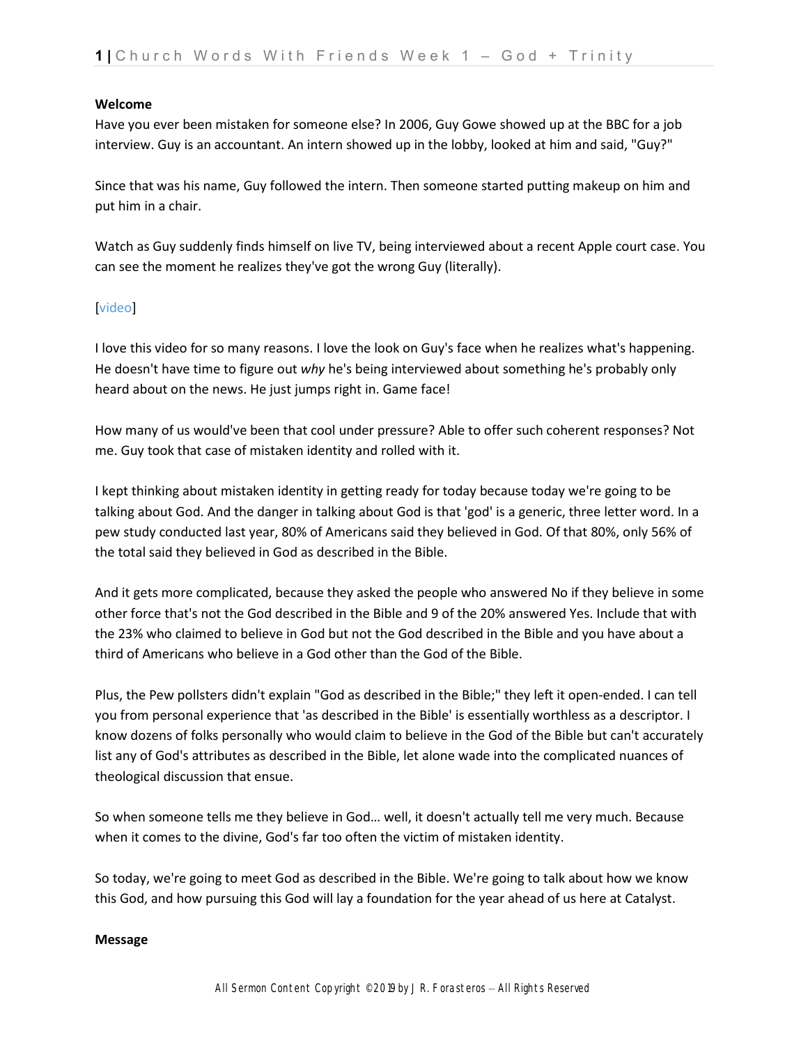**Welcome**

Have you ever been mistaken for someone else? In 2006, Guy Gowe showed up at the BBC for a job interview. Guy is an accountant. An intern showed up in the lobby, looked at him and said, "Guy?"

Since that was his name, Guy followed the intern. Then someone started putting makeup on him and put him in a chair.

Watch as Guy suddenly finds himself on live TV, being interviewed about a recent Apple court case. You can see the moment he realizes they've got the wrong Guy (literally).

[video]

I love this video for so many reasons. I love the look on Guy's face when he realizes what's happening. He doesn't have time to figure out *why* he's being interviewed about something he's probably only heard about on the news. He just jumps right in. Game face!

How many of us would've been that cool under pressure? Able to offer such coherent responses? Not me. Guy took that case of mistaken identity and rolled with it.

I kept thinking about mistaken identity in getting ready for today because today we're going to be talking about God. And the danger in talking about God is that 'god' is a generic, three letter word. In a pew study conducted last year, 80% of Americans said they believed in God. Of that 80%, only 56% of the total said they believed in God as described in the Bible.

And it gets more complicated, because they asked the people who answered No if they believe in some other force that's not the God described in the Bible and 9 of the 20% answered Yes. Include that with the 23% who claimed to believe in God but not the God described in the Bible and you have about a third of Americans who believe in a God other than the God of the Bible.

Plus, the Pew pollsters didn't explain "God as described in the Bible;" they left it open-ended. I can tell you from personal experience that 'as described in the Bible' is essentially worthless as a descriptor. I know dozens of folks personally who would claim to believe in the God of the Bible but can't accurately list any of God's attributes as described in the Bible, let alone wade into the complicated nuances of theological discussion that ensue.

So when someone tells me they believe in God… well, it doesn't actually tell me very much. Because when it comes to the divine, God's far too often the victim of mistaken identity.

So today, we're going to meet God as described in the Bible. We're going to talk about how we know this God, and how pursuing this God will lay a foundation for the year ahead of us here at Catalyst.

**Message**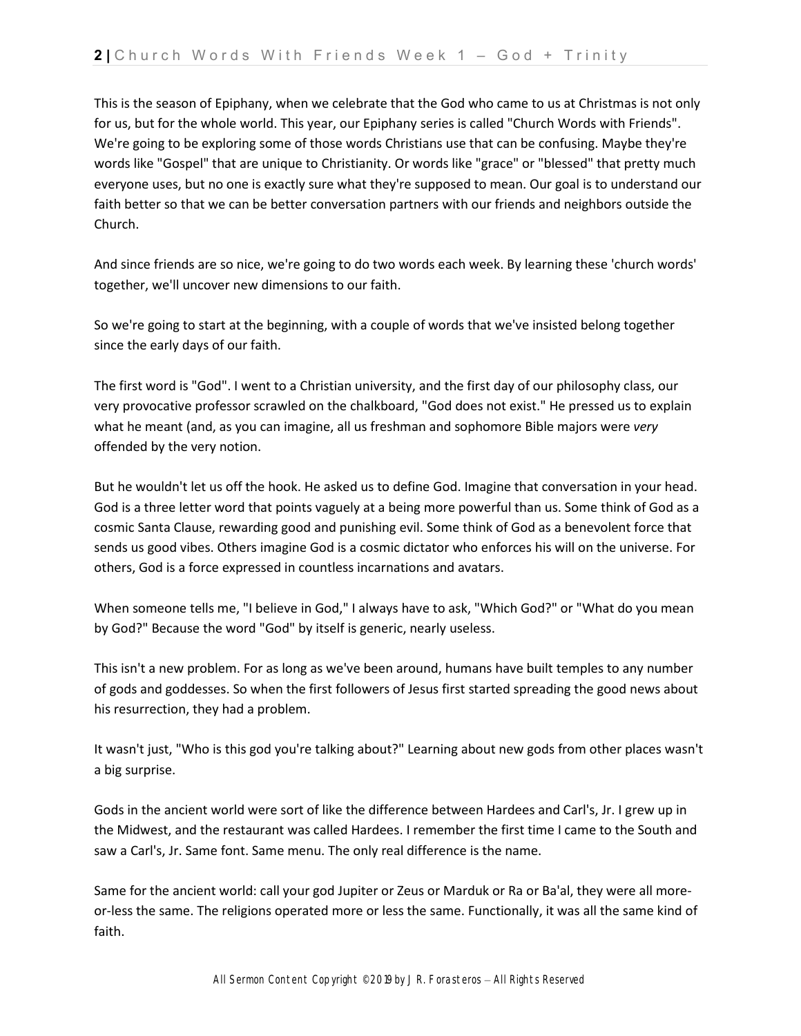This is the season of Epiphany, when we celebrate that the God who came to us at Christmas is not only for us, but for the whole world. This year, our Epiphany series is called "Church Words with Friends". We're going to be exploring some of those words Christians use that can be confusing. Maybe they're words like "Gospel" that are unique to Christianity. Or words like "grace" or "blessed" that pretty much everyone uses, but no one is exactly sure what they're supposed to mean. Our goal is to understand our faith better so that we can be better conversation partners with our friends and neighbors outside the Church.

And since friends are so nice, we're going to do two words each week. By learning these 'church words' together, we'll uncover new dimensions to our faith.

So we're going to start at the beginning, with a couple of words that we've insisted belong together since the early days of our faith.

The first word is "God". I went to a Christian university, and the first day of our philosophy class, our very provocative professor scrawled on the chalkboard, "God does not exist." He pressed us to explain what he meant (and, as you can imagine, all us freshman and sophomore Bible majors were *very* offended by the very notion.

But he wouldn't let us off the hook. He asked us to define God. Imagine that conversation in your head. God is a three letter word that points vaguely at a being more powerful than us. Some think of God as a cosmic Santa Clause, rewarding good and punishing evil. Some think of God as a benevolent force that sends us good vibes. Others imagine God is a cosmic dictator who enforces his will on the universe. For others, God is a force expressed in countless incarnations and avatars.

When someone tells me, "I believe in God," I always have to ask, "Which God?" or "What do you mean by God?" Because the word "God" by itself is generic, nearly useless.

This isn't a new problem. For as long as we've been around, humans have built temples to any number of gods and goddesses. So when the first followers of Jesus first started spreading the good news about his resurrection, they had a problem.

It wasn't just, "Who is this god you're talking about?" Learning about new gods from other places wasn't a big surprise.

Gods in the ancient world were sort of like the difference between Hardees and Carl's, Jr. I grew up in the Midwest, and the restaurant was called Hardees. I remember the first time I came to the South and saw a Carl's, Jr. Same font. Same menu. The only real difference is the name.

Same for the ancient world: call your god Jupiter or Zeus or Marduk or Ra or Ba'al, they were all more-or-less the same. The religions operated more or less the same. Functionally, it was all the same kind of faith.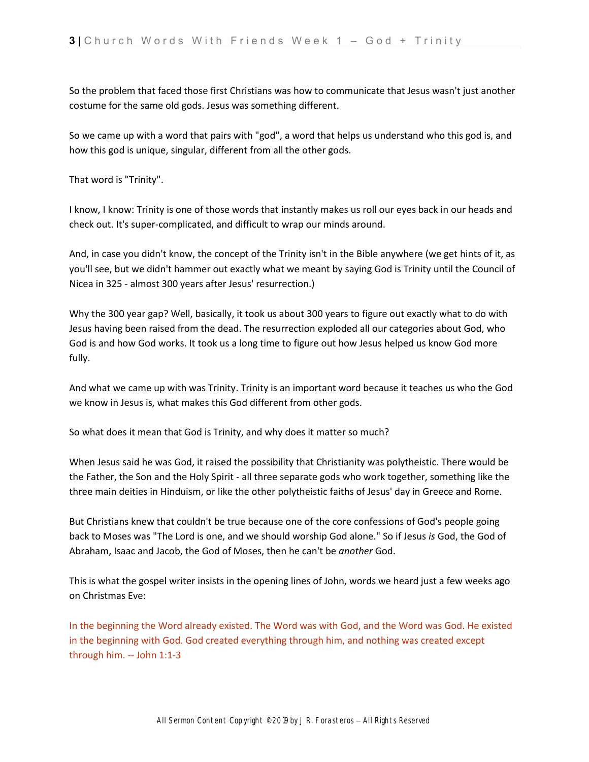So the problem that faced those first Christians was how to communicate that Jesus wasn't just another costume for the same old gods. Jesus was something different.

So we came up with a word that pairs with "god", a word that helps us understand who this god is, and how this god is unique, singular, different from all the other gods.

That word is "Trinity".

I know, I know: Trinity is one of those words that instantly makes us roll our eyes back in our heads and check out. It's super-complicated, and difficult to wrap our minds around.

And, in case you didn't know, the concept of the Trinity isn't in the Bible anywhere (we get hints of it, as you'll see, but we didn't hammer out exactly what we meant by saying God is Trinity until the Council of Nicea in 325 - almost 300 years after Jesus' resurrection.)

Why the 300 year gap? Well, basically, it took us about 300 years to figure out exactly what to do with Jesus having been raised from the dead. The resurrection exploded all our categories about God, who God is and how God works. It took us a long time to figure out how Jesus helped us know God more fully.

And what we came up with was Trinity. Trinity is an important word because it teaches us who the God we know in Jesus is, what makes this God different from other gods.

So what does it mean that God is Trinity, and why does it matter so much?

When Jesus said he was God, it raised the possibility that Christianity was polytheistic. There would be the Father, the Son and the Holy Spirit - all three separate gods who work together, something like the three main deities in Hinduism, or like the other polytheistic faiths of Jesus' day in Greece and Rome.

But Christians knew that couldn't be true because one of the core confessions of God's people going back to Moses was "The Lord is one, and we should worship God alone." So if Jesus *is* God, the God of Abraham, Isaac and Jacob, the God of Moses, then he can't be *another* God.

This is what the gospel writer insists in the opening lines of John, words we heard just a few weeks ago on Christmas Eve:

In the beginning the Word already existed. The Word was with God, and the Word was God. He existed in the beginning with God. God created everything through him, and nothing was created except through him. -- John 1:1-3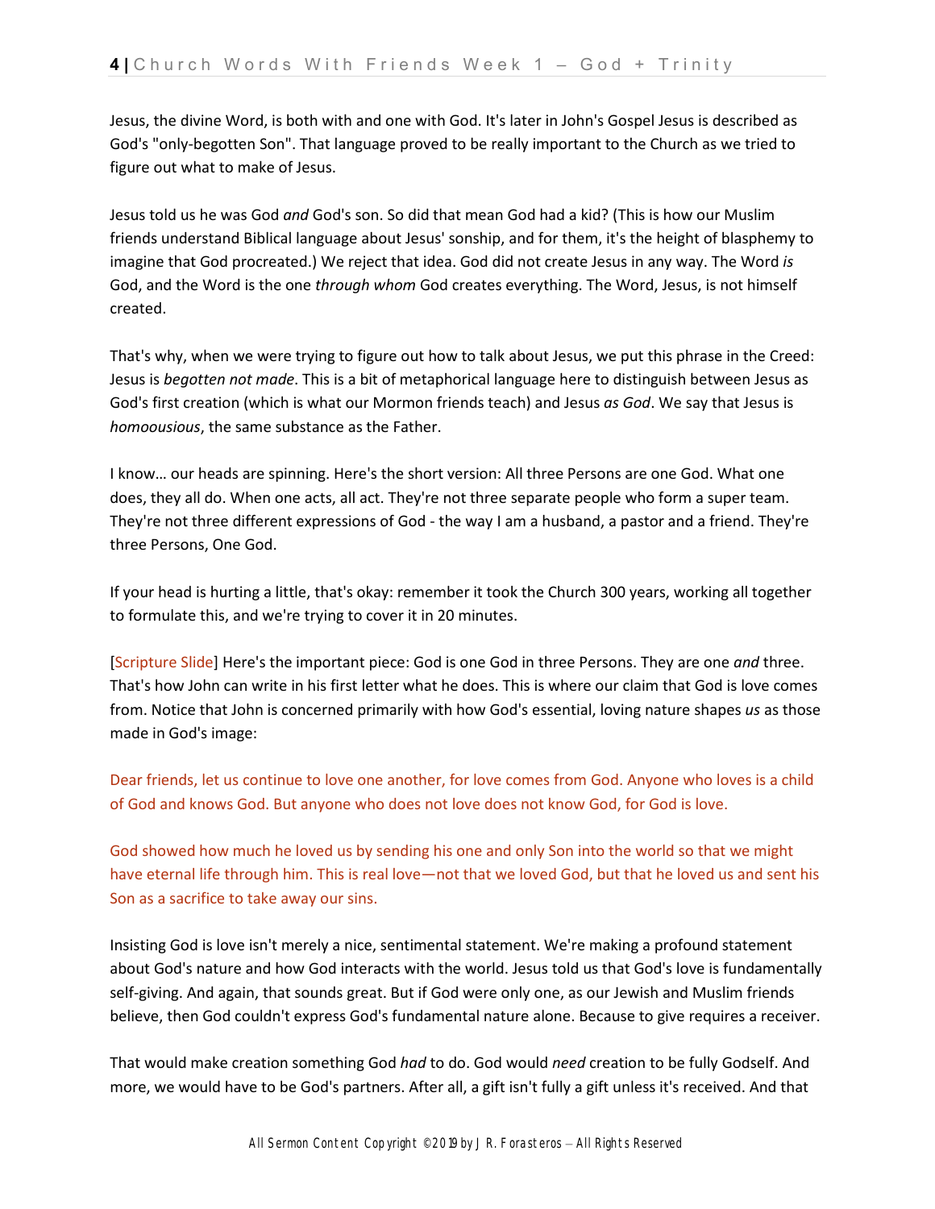Jesus, the divine Word, is both with and one with God. It's later in John's Gospel Jesus is described as God's "only-begotten Son". That language proved to be really important to the Church as we tried to figure out what to make of Jesus.

Jesus told us he was God *and* God's son. So did that mean God had a kid? (This is how our Muslim friends understand Biblical language about Jesus' sonship, and for them, it's the height of blasphemy to imagine that God procreated.) We reject that idea. God did not create Jesus in any way. The Word *is* God, and the Word is the one *through whom* God creates everything. The Word, Jesus, is not himself created.

That's why, when we were trying to figure out how to talk about Jesus, we put this phrase in the Creed: Jesus is *begotten not made*. This is a bit of metaphorical language here to distinguish between Jesus as God's first creation (which is what our Mormon friends teach) and Jesus *as God*. We say that Jesus is *homoousious*, the same substance as the Father.

I know… our heads are spinning. Here's the short version: All three Persons are one God. What one does, they all do. When one acts, all act. They're not three separate people who form a super team. They're not three different expressions of God - the way I am a husband, a pastor and a friend. They're three Persons, One God.

If your head is hurting a little, that's okay: remember it took the Church 300 years, working all together to formulate this, and we're trying to cover it in 20 minutes.

[Scripture Slide] Here's the important piece: God is one God in three Persons. They are one *and* three. That's how John can write in his first letter what he does. This is where our claim that God is love comes from. Notice that John is concerned primarily with how God's essential, loving nature shapes *us* as those made in God's image:

Dear friends, let us continue to love one another, for love comes from God. Anyone who loves is a child of God and knows God. But anyone who does not love does not know God, for God is love.

God showed how much he loved us by sending his one and only Son into the world so that we might have eternal life through him. This is real love—not that we loved God, but that he loved us and sent his Son as a sacrifice to take away our sins.

Insisting God is love isn't merely a nice, sentimental statement. We're making a profound statement about God's nature and how God interacts with the world. Jesus told us that God's love is fundamentally self-giving. And again, that sounds great. But if God were only one, as our Jewish and Muslim friends believe, then God couldn't express God's fundamental nature alone. Because to give requires a receiver.

That would make creation something God *had* to do. God would *need* creation to be fully Godself. And more, we would have to be God's partners. After all, a gift isn't fully a gift unless it's received. And that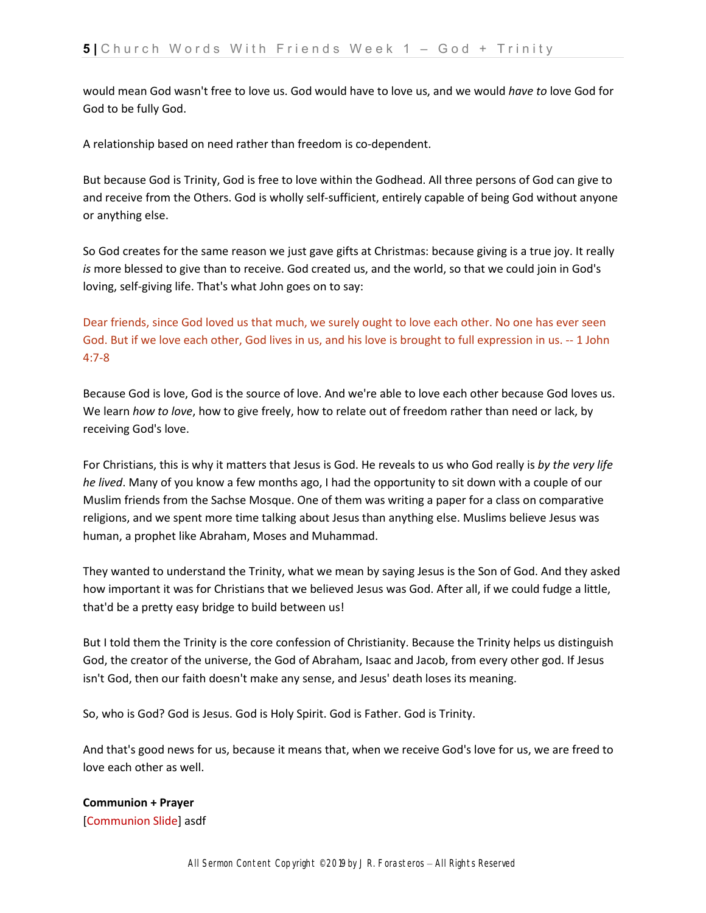would mean God wasn't free to love us. God would have to love us, and we would *have to* love God for God to be fully God.

A relationship based on need rather than freedom is co-dependent.

But because God is Trinity, God is free to love within the Godhead. All three persons of God can give to and receive from the Others. God is wholly self-sufficient, entirely capable of being God without anyone or anything else.

So God creates for the same reason we just gave gifts at Christmas: because giving is a true joy. It really *is* more blessed to give than to receive. God created us, and the world, so that we could join in God's loving, self-giving life. That's what John goes on to say:

Dear friends, since God loved us that much, we surely ought to love each other. No one has ever seen God. But if we love each other, God lives in us, and his love is brought to full expression in us. -- 1 John 4:7-8

Because God is love, God is the source of love. And we're able to love each other because God loves us. We learn *how to love*, how to give freely, how to relate out of freedom rather than need or lack, by receiving God's love.

For Christians, this is why it matters that Jesus is God. He reveals to us who God really is *by the very life he lived*. Many of you know a few months ago, I had the opportunity to sit down with a couple of our Muslim friends from the Sachse Mosque. One of them was writing a paper for a class on comparative religions, and we spent more time talking about Jesus than anything else. Muslims believe Jesus was human, a prophet like Abraham, Moses and Muhammad.

They wanted to understand the Trinity, what we mean by saying Jesus is the Son of God. And they asked how important it was for Christians that we believed Jesus was God. After all, if we could fudge a little, that'd be a pretty easy bridge to build between us!

But I told them the Trinity is the core confession of Christianity. Because the Trinity helps us distinguish God, the creator of the universe, the God of Abraham, Isaac and Jacob, from every other god. If Jesus isn't God, then our faith doesn't make any sense, and Jesus' death loses its meaning.

So, who is God? God is Jesus. God is Holy Spirit. God is Father. God is Trinity.

And that's good news for us, because it means that, when we receive God's love for us, we are freed to love each other as well.

**Communion + Prayer**
[Communion Slide] asdf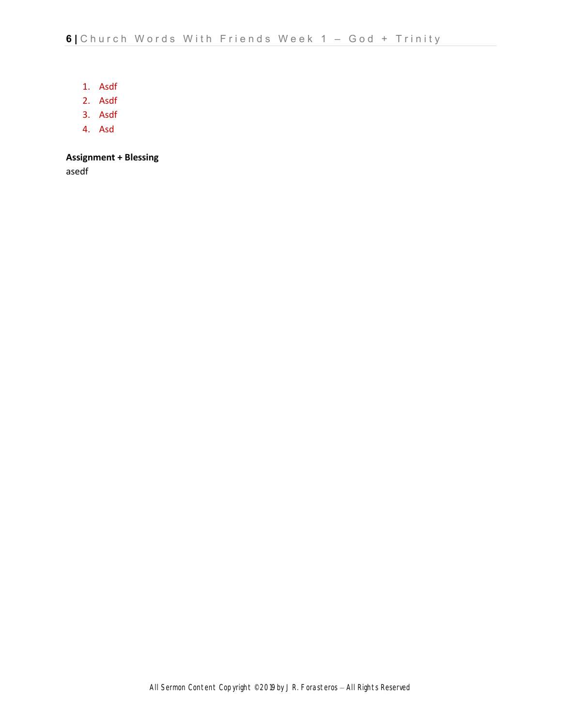1. Asdf
2. Asdf
3. Asdf
4. Asd

**Assignment + Blessing**

asedf